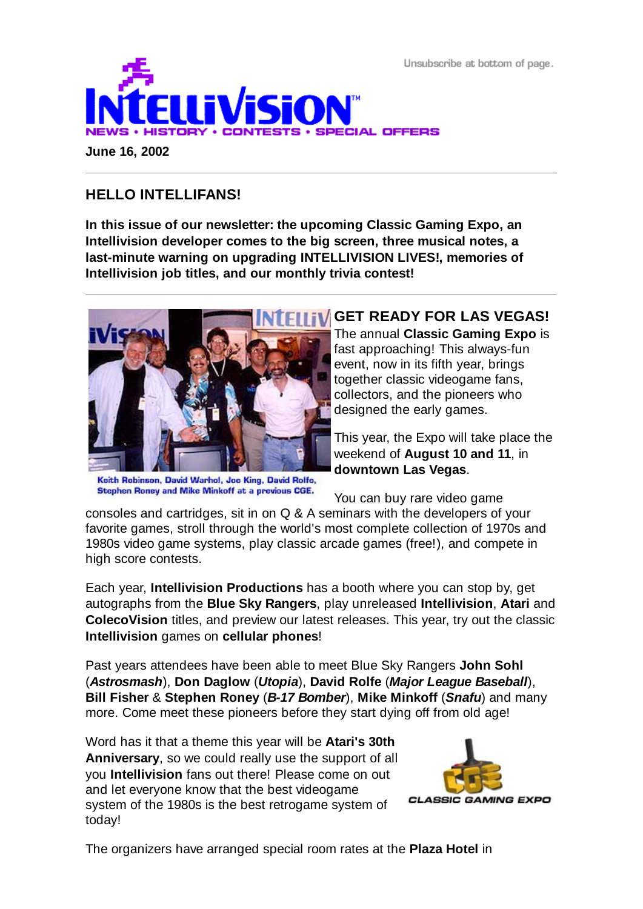Unsubscribe at bottom of page.

# INTELLIVISION

NEWS • HISTORY • CONTESTS • SPECIAL OFFERS

**June 16, 2002**

## HELLO INTELLIFANS!

**In this issue of our newsletter: the upcoming Classic Gaming Expo, an Intellivision developer comes to the big screen, three musical notes, a last-minute warning on upgrading INTELLIVISION LIVES!, memories of Intellivision job titles, and our monthly trivia contest!**

---

Keith Robinson, David Warhol, Joe King, David Rolfe, Stephen Roney and Mike Minkoff at a previous CGE.

## GET READY FOR LAS VEGAS!

The annual **Classic Gaming Expo** is fast approaching! This always-fun event, now in its fifth year, brings together classic videogame fans, collectors, and the pioneers who designed the early games.

This year, the Expo will take place the weekend of **August 10 and 11**, in **downtown Las Vegas**.

You can buy rare video game consoles and cartridges, sit in on Q & A seminars with the developers of your favorite games, stroll through the world's most complete collection of 1970s and 1980s video game systems, play classic arcade games (free!), and compete in high score contests.

Each year, **Intellivision Productions** has a booth where you can stop by, get autographs from the **Blue Sky Rangers**, play unreleased **Intellivision**, **Atari** and **ColecoVision** titles, and preview our latest releases. This year, try out the classic **Intellivision** games on **cellular phones**!

Past years attendees have been able to meet Blue Sky Rangers **John Sohl** (***Astrosmash***), **Don Daglow** (***Utopia***), **David Rolfe** (***Major League Baseball***), **Bill Fisher** & **Stephen Roney** (***B-17 Bomber***), **Mike Minkoff** (***Snafu***) and many more. Come meet these pioneers before they start dying off from old age!

Word has it that a theme this year will be **Atari's 30th Anniversary**, so we could really use the support of all you **Intellivision** fans out there! Please come on out and let everyone know that the best videogame system of the 1980s is the best retrogame system of today!

CLASSIC GAMING EXPO

The organizers have arranged special room rates at the **Plaza Hotel** in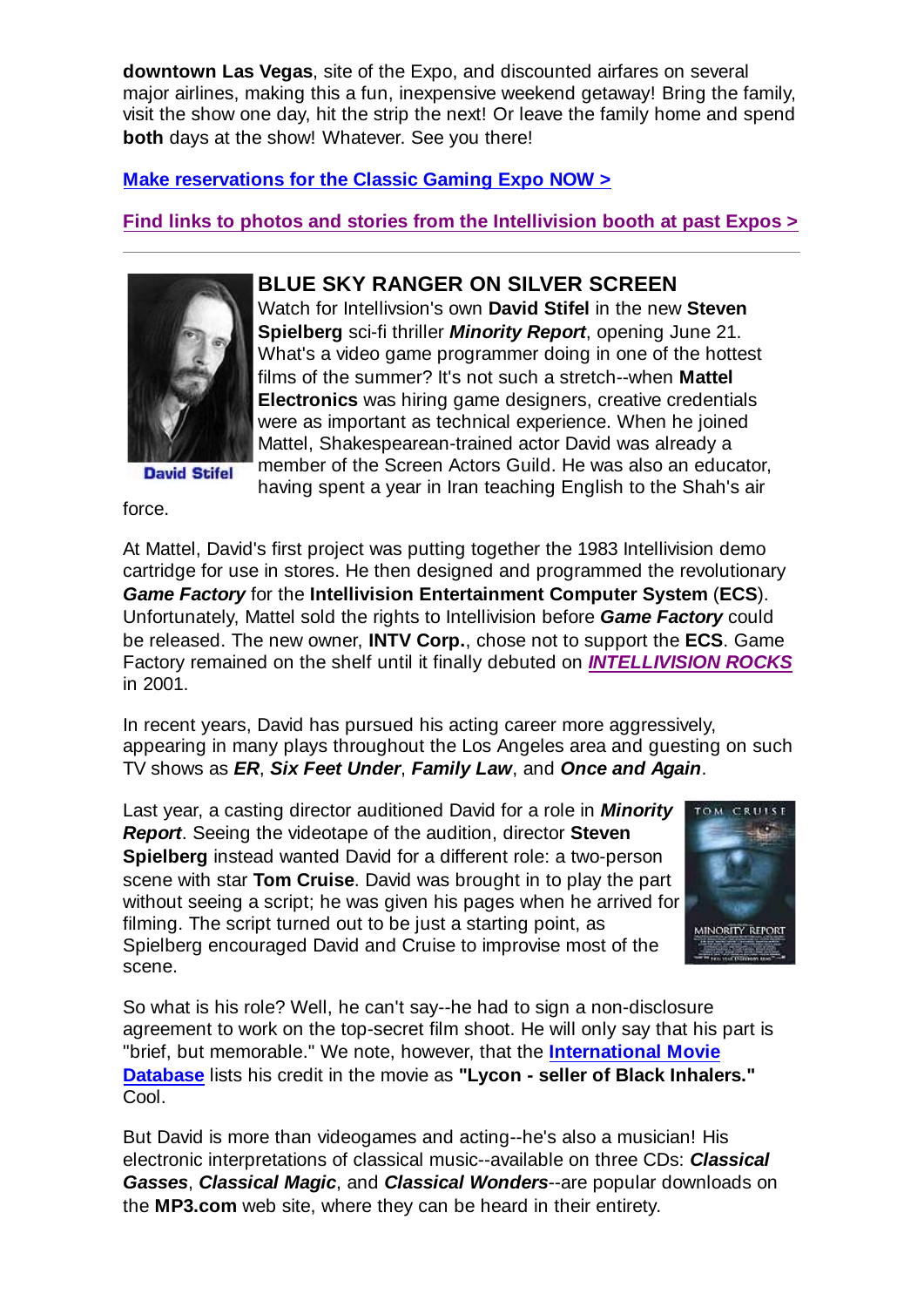**downtown Las Vegas**, site of the Expo, and discounted airfares on several major airlines, making this a fun, inexpensive weekend getaway! Bring the family, visit the show one day, hit the strip the next! Or leave the family home and spend **both** days at the show! Whatever. See you there!

**Make reservations for the Classic Gaming Expo NOW >**

**Find links to photos and stories from the Intellivision booth at past Expos >**

---

## BLUE SKY RANGER ON SILVER SCREEN

David Stifel

Watch for Intellivsion's own **David Stifel** in the new **Steven Spielberg** sci-fi thriller ***Minority Report***, opening June 21. What's a video game programmer doing in one of the hottest films of the summer? It's not such a stretch--when **Mattel Electronics** was hiring game designers, creative credentials were as important as technical experience. When he joined Mattel, Shakespearean-trained actor David was already a member of the Screen Actors Guild. He was also an educator, having spent a year in Iran teaching English to the Shah's air force.

At Mattel, David's first project was putting together the 1983 Intellivision demo cartridge for use in stores. He then designed and programmed the revolutionary ***Game Factory*** for the **Intellivision Entertainment Computer System** (**ECS**). Unfortunately, Mattel sold the rights to Intellivision before ***Game Factory*** could be released. The new owner, **INTV Corp.**, chose not to support the **ECS**. Game Factory remained on the shelf until it finally debuted on ***INTELLIVISION ROCKS*** in 2001.

In recent years, David has pursued his acting career more aggressively, appearing in many plays throughout the Los Angeles area and guesting on such TV shows as ***ER***, ***Six Feet Under***, ***Family Law***, and ***Once and Again***.

Last year, a casting director auditioned David for a role in ***Minority Report***. Seeing the videotape of the audition, director **Steven Spielberg** instead wanted David for a different role: a two-person scene with star **Tom Cruise**. David was brought in to play the part without seeing a script; he was given his pages when he arrived for filming. The script turned out to be just a starting point, as Spielberg encouraged David and Cruise to improvise most of the scene.

So what is his role? Well, he can't say--he had to sign a non-disclosure agreement to work on the top-secret film shoot. He will only say that his part is "brief, but memorable." We note, however, that the **International Movie Database** lists his credit in the movie as **"Lycon - seller of Black Inhalers."** Cool.

But David is more than videogames and acting--he's also a musician! His electronic interpretations of classical music--available on three CDs: ***Classical Gasses***, ***Classical Magic***, and ***Classical Wonders***--are popular downloads on the **MP3.com** web site, where they can be heard in their entirety.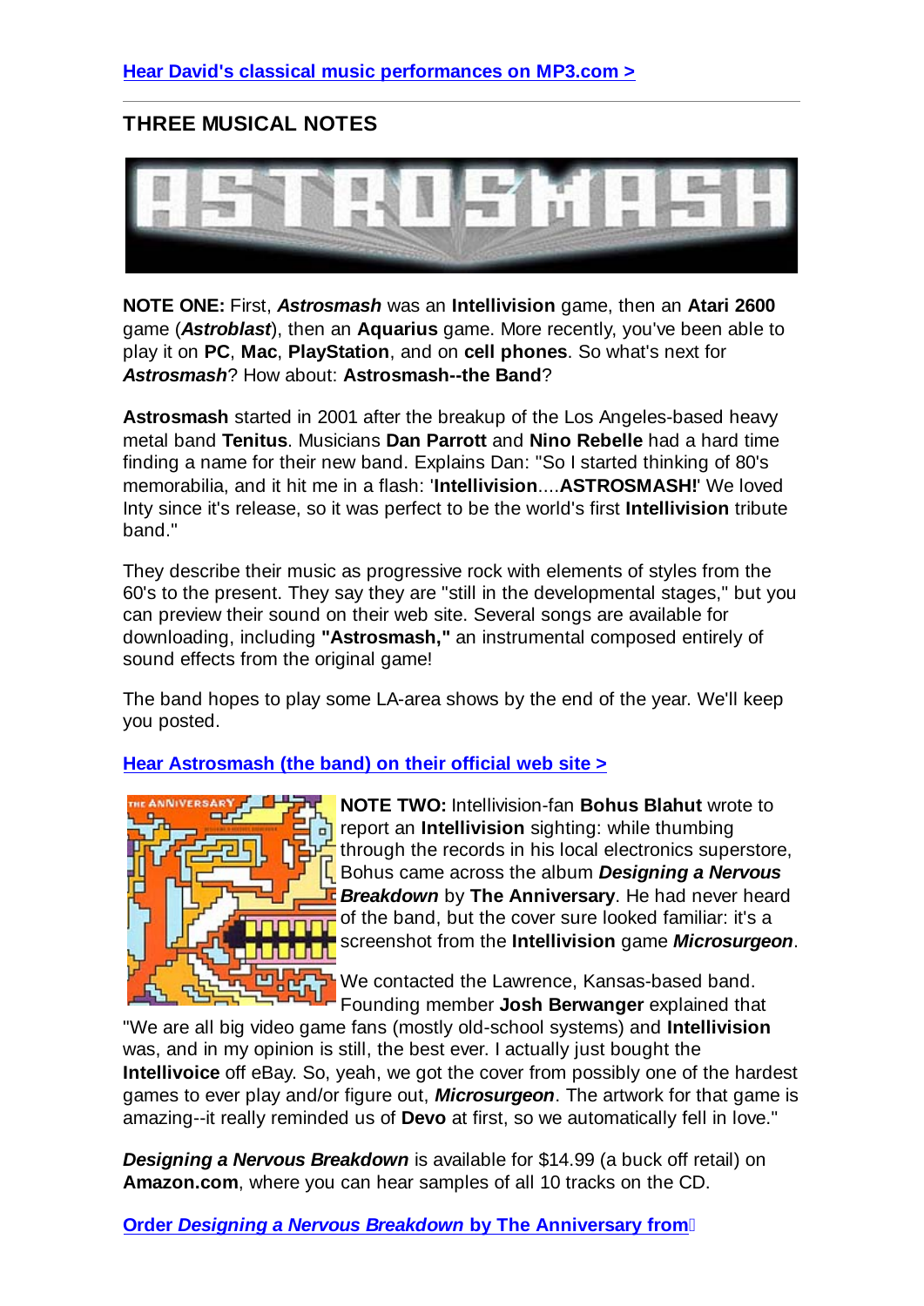**Hear David's classical music performances on MP3.com >**

---

## THREE MUSICAL NOTES

**NOTE ONE:** First, ***Astrosmash*** was an **Intellivision** game, then an **Atari 2600** game (***Astroblast***), then an **Aquarius** game. More recently, you've been able to play it on **PC**, **Mac**, **PlayStation**, and on **cell phones**. So what's next for ***Astrosmash***? How about: **Astrosmash--the Band**?

**Astrosmash** started in 2001 after the breakup of the Los Angeles-based heavy metal band **Tenitus**. Musicians **Dan Parrott** and **Nino Rebelle** had a hard time finding a name for their new band. Explains Dan: "So I started thinking of 80's memorabilia, and it hit me in a flash: '**Intellivision**....**ASTROSMASH!**' We loved Inty since it's release, so it was perfect to be the world's first **Intellivision** tribute band."

They describe their music as progressive rock with elements of styles from the 60's to the present. They say they are "still in the developmental stages," but you can preview their sound on their web site. Several songs are available for downloading, including **"Astrosmash,"** an instrumental composed entirely of sound effects from the original game!

The band hopes to play some LA-area shows by the end of the year. We'll keep you posted.

**Hear Astrosmash (the band) on their official web site >**

**NOTE TWO:** Intellivision-fan **Bohus Blahut** wrote to report an **Intellivision** sighting: while thumbing through the records in his local electronics superstore, Bohus came across the album ***Designing a Nervous Breakdown*** by **The Anniversary**. He had never heard of the band, but the cover sure looked familiar: it's a screenshot from the **Intellivision** game ***Microsurgeon***.

We contacted the Lawrence, Kansas-based band. Founding member **Josh Berwanger** explained that "We are all big video game fans (mostly old-school systems) and **Intellivision** was, and in my opinion is still, the best ever. I actually just bought the **Intellivoice** off eBay. So, yeah, we got the cover from possibly one of the hardest games to ever play and/or figure out, ***Microsurgeon***. The artwork for that game is amazing--it really reminded us of **Devo** at first, so we automatically fell in love."

***Designing a Nervous Breakdown*** is available for $14.99 (a buck off retail) on **Amazon.com**, where you can hear samples of all 10 tracks on the CD.

**Order *Designing a Nervous Breakdown* by The Anniversary from**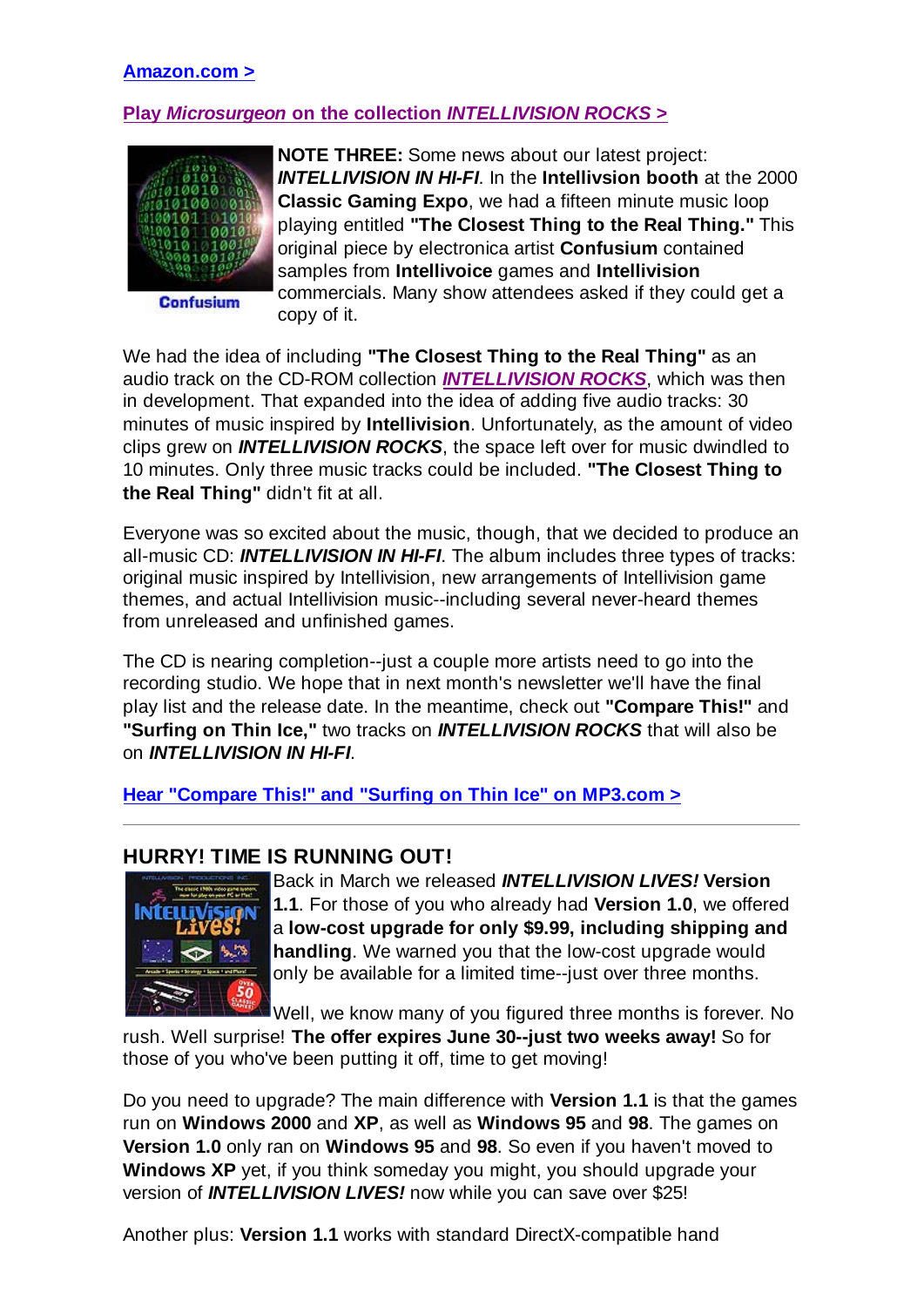**Amazon.com >**

**Play *Microsurgeon* on the collection *INTELLIVISION ROCKS* >**

Confusium

**NOTE THREE:** Some news about our latest project: ***INTELLIVISION IN HI-FI***. In the **Intellivsion booth** at the 2000 **Classic Gaming Expo**, we had a fifteen minute music loop playing entitled **"The Closest Thing to the Real Thing."** This original piece by electronica artist **Confusium** contained samples from **Intellivoice** games and **Intellivision** commercials. Many show attendees asked if they could get a copy of it.

We had the idea of including **"The Closest Thing to the Real Thing"** as an audio track on the CD-ROM collection ***INTELLIVISION ROCKS***, which was then in development. That expanded into the idea of adding five audio tracks: 30 minutes of music inspired by **Intellivision**. Unfortunately, as the amount of video clips grew on ***INTELLIVISION ROCKS***, the space left over for music dwindled to 10 minutes. Only three music tracks could be included. **"The Closest Thing to the Real Thing"** didn't fit at all.

Everyone was so excited about the music, though, that we decided to produce an all-music CD: ***INTELLIVISION IN HI-FI***. The album includes three types of tracks: original music inspired by Intellivision, new arrangements of Intellivision game themes, and actual Intellivision music--including several never-heard themes from unreleased and unfinished games.

The CD is nearing completion--just a couple more artists need to go into the recording studio. We hope that in next month's newsletter we'll have the final play list and the release date. In the meantime, check out **"Compare This!"** and **"Surfing on Thin Ice,"** two tracks on ***INTELLIVISION ROCKS*** that will also be on ***INTELLIVISION IN HI-FI***.

**Hear "Compare This!" and "Surfing on Thin Ice" on MP3.com >**

---

## HURRY! TIME IS RUNNING OUT!

Back in March we released ***INTELLIVISION LIVES!* Version 1.1**. For those of you who already had **Version 1.0**, we offered a **low-cost upgrade for only $9.99, including shipping and handling**. We warned you that the low-cost upgrade would only be available for a limited time--just over three months.

Well, we know many of you figured three months is forever. No rush. Well surprise! **The offer expires June 30--just two weeks away!** So for those of you who've been putting it off, time to get moving!

Do you need to upgrade? The main difference with **Version 1.1** is that the games run on **Windows 2000** and **XP**, as well as **Windows 95** and **98**. The games on **Version 1.0** only ran on **Windows 95** and **98**. So even if you haven't moved to **Windows XP** yet, if you think someday you might, you should upgrade your version of ***INTELLIVISION LIVES!*** now while you can save over $25!

Another plus: **Version 1.1** works with standard DirectX-compatible hand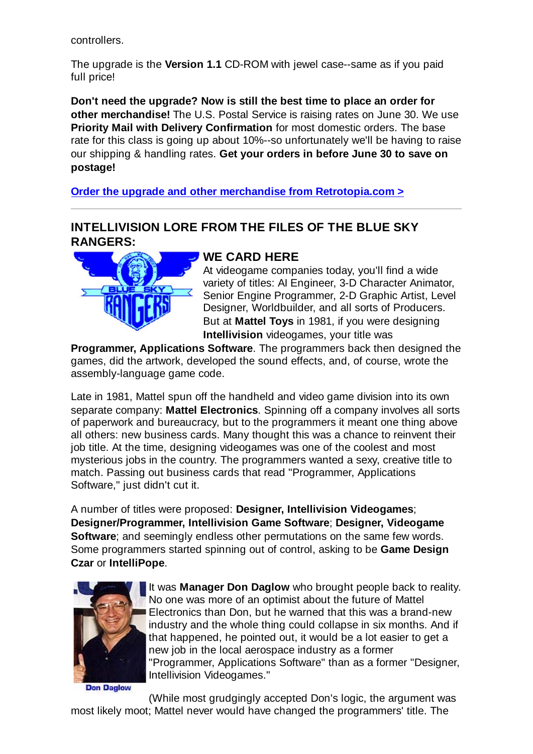controllers.

The upgrade is the **Version 1.1** CD-ROM with jewel case--same as if you paid full price!

**Don't need the upgrade? Now is still the best time to place an order for other merchandise!** The U.S. Postal Service is raising rates on June 30. We use **Priority Mail with Delivery Confirmation** for most domestic orders. The base rate for this class is going up about 10%--so unfortunately we'll be having to raise our shipping & handling rates. **Get your orders in before June 30 to save on postage!**

**Order the upgrade and other merchandise from Retrotopia.com >**

---

## INTELLIVISION LORE FROM THE FILES OF THE BLUE SKY RANGERS:

### WE CARD HERE

At videogame companies today, you'll find a wide variety of titles: AI Engineer, 3-D Character Animator, Senior Engine Programmer, 2-D Graphic Artist, Level Designer, Worldbuilder, and all sorts of Producers. But at **Mattel Toys** in 1981, if you were designing **Intellivision** videogames, your title was **Programmer, Applications Software**. The programmers back then designed the games, did the artwork, developed the sound effects, and, of course, wrote the assembly-language game code.

Late in 1981, Mattel spun off the handheld and video game division into its own separate company: **Mattel Electronics**. Spinning off a company involves all sorts of paperwork and bureaucracy, but to the programmers it meant one thing above all others: new business cards. Many thought this was a chance to reinvent their job title. At the time, designing videogames was one of the coolest and most mysterious jobs in the country. The programmers wanted a sexy, creative title to match. Passing out business cards that read "Programmer, Applications Software," just didn't cut it.

A number of titles were proposed: **Designer, Intellivision Videogames**; **Designer/Programmer, Intellivision Game Software**; **Designer, Videogame Software**; and seemingly endless other permutations on the same few words. Some programmers started spinning out of control, asking to be **Game Design Czar** or **IntelliPope**.

It was **Manager Don Daglow** who brought people back to reality. No one was more of an optimist about the future of Mattel Electronics than Don, but he warned that this was a brand-new industry and the whole thing could collapse in six months. And if that happened, he pointed out, it would be a lot easier to get a new job in the local aerospace industry as a former "Programmer, Applications Software" than as a former "Designer, Intellivision Videogames."

Don Daglow

(While most grudgingly accepted Don's logic, the argument was most likely moot; Mattel never would have changed the programmers' title. The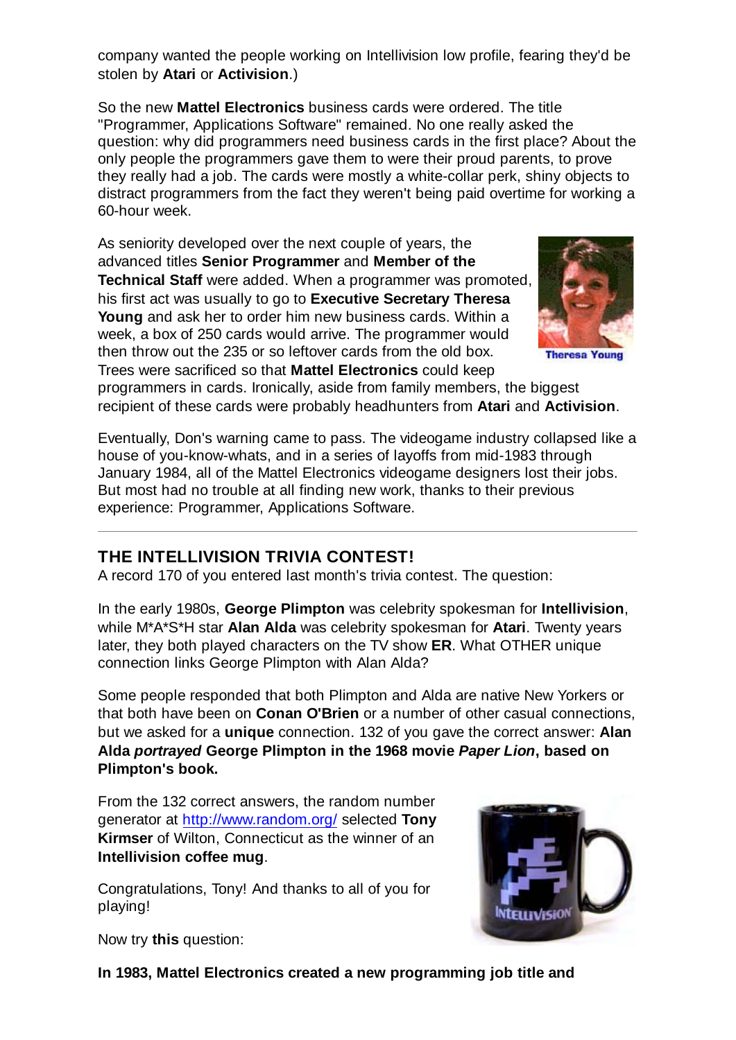company wanted the people working on Intellivision low profile, fearing they'd be stolen by **Atari** or **Activision**.)

So the new **Mattel Electronics** business cards were ordered. The title "Programmer, Applications Software" remained. No one really asked the question: why did programmers need business cards in the first place? About the only people the programmers gave them to were their proud parents, to prove they really had a job. The cards were mostly a white-collar perk, shiny objects to distract programmers from the fact they weren't being paid overtime for working a 60-hour week.

As seniority developed over the next couple of years, the advanced titles **Senior Programmer** and **Member of the Technical Staff** were added. When a programmer was promoted, his first act was usually to go to **Executive Secretary Theresa Young** and ask her to order him new business cards. Within a week, a box of 250 cards would arrive. The programmer would then throw out the 235 or so leftover cards from the old box. Trees were sacrificed so that **Mattel Electronics** could keep programmers in cards. Ironically, aside from family members, the biggest recipient of these cards were probably headhunters from **Atari** and **Activision**.

Theresa Young

Eventually, Don's warning came to pass. The videogame industry collapsed like a house of you-know-whats, and in a series of layoffs from mid-1983 through January 1984, all of the Mattel Electronics videogame designers lost their jobs. But most had no trouble at all finding new work, thanks to their previous experience: Programmer, Applications Software.

---

## THE INTELLIVISION TRIVIA CONTEST!

A record 170 of you entered last month's trivia contest. The question:

In the early 1980s, **George Plimpton** was celebrity spokesman for **Intellivision**, while M*A*S*H star **Alan Alda** was celebrity spokesman for **Atari**. Twenty years later, they both played characters on the TV show **ER**. What OTHER unique connection links George Plimpton with Alan Alda?

Some people responded that both Plimpton and Alda are native New Yorkers or that both have been on **Conan O'Brien** or a number of other casual connections, but we asked for a **unique** connection. 132 of you gave the correct answer: **Alan Alda *portrayed* George Plimpton in the 1968 movie *Paper Lion*, based on Plimpton's book.**

From the 132 correct answers, the random number generator at http://www.random.org/ selected **Tony Kirmser** of Wilton, Connecticut as the winner of an **Intellivision coffee mug**.

Congratulations, Tony! And thanks to all of you for playing!

Now try **this** question:

**In 1983, Mattel Electronics created a new programming job title and**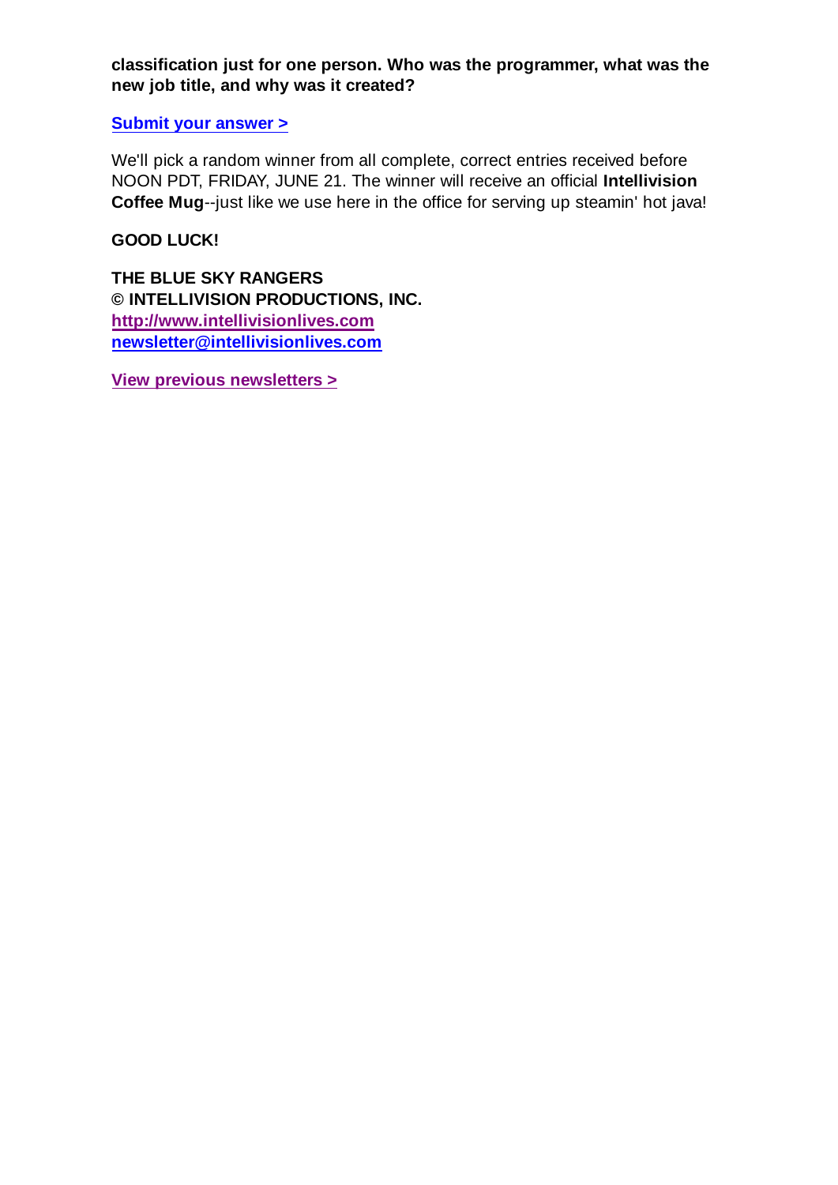**classification just for one person. Who was the programmer, what was the new job title, and why was it created?**

**Submit your answer >**

We'll pick a random winner from all complete, correct entries received before NOON PDT, FRIDAY, JUNE 21. The winner will receive an official **Intellivision Coffee Mug**--just like we use here in the office for serving up steamin' hot java!

**GOOD LUCK!**

**THE BLUE SKY RANGERS**
**© INTELLIVISION PRODUCTIONS, INC.**
**http://www.intellivisionlives.com**
**newsletter@intellivisionlives.com**

**View previous newsletters >**